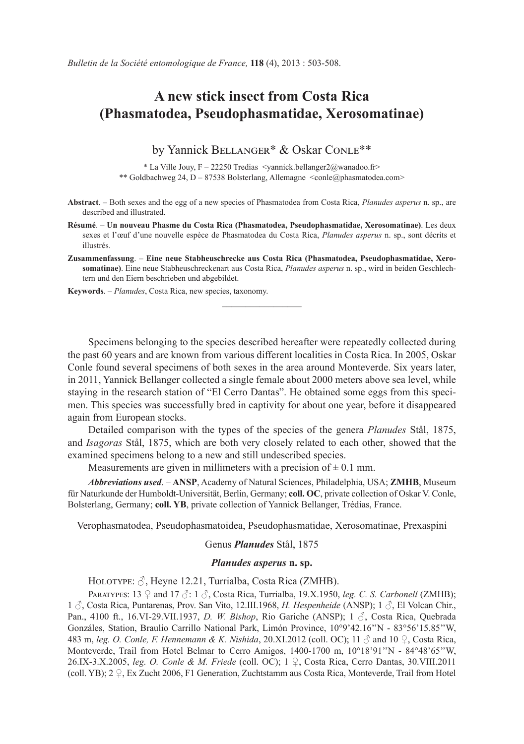*Bulletin de la Société entomologique de France,* **118** (4), 2013 : 503-508.

# A new stick insect from Costa Rica (Phasmatodea, Pseudophasmatidae, Xerosomatinae)

by Yannick Bellanger* & Oskar Conle**

\* La Ville Jouy, F – 22250 Tredias <yannick.bellanger2@wanadoo.fr>
\*\* Goldbachweg 24, D – 87538 Bolsterlang, Allemagne <conle@phasmatodea.com>

**Abstract**. – Both sexes and the egg of a new species of Phasmatodea from Costa Rica, *Planudes asperus* n. sp., are described and illustrated.

**Résumé**. – **Un nouveau Phasme du Costa Rica (Phasmatodea, Pseudophasmatidae, Xerosomatinae)**. Les deux sexes et l'œuf d'une nouvelle espèce de Phasmatodea du Costa Rica, *Planudes asperus* n. sp., sont décrits et illustrés.

**Zusammenfassung**. – **Eine neue Stabheuschrecke aus Costa Rica (Phasmatodea, Pseudophasmatidae, Xerosomatinae)**. Eine neue Stabheuschreckenart aus Costa Rica, *Planudes asperus* n. sp., wird in beiden Geschlechtern und den Eiern beschrieben und abgebildet.

**Keywords**. – *Planudes*, Costa Rica, new species, taxonomy.

---

Specimens belonging to the species described hereafter were repeatedly collected during the past 60 years and are known from various different localities in Costa Rica. In 2005, Oskar Conle found several specimens of both sexes in the area around Monteverde. Six years later, in 2011, Yannick Bellanger collected a single female about 2000 meters above sea level, while staying in the research station of "El Cerro Dantas". He obtained some eggs from this specimen. This species was successfully bred in captivity for about one year, before it disappeared again from European stocks.

Detailed comparison with the types of the species of the genera *Planudes* Stål, 1875, and *Isagoras* Stål, 1875, which are both very closely related to each other, showed that the examined specimens belong to a new and still undescribed species.

Measurements are given in millimeters with a precision of ± 0.1 mm.

***Abbreviations used***. – **ANSP**, Academy of Natural Sciences, Philadelphia, USA; **ZMHB**, Museum für Naturkunde der Humboldt-Universität, Berlin, Germany; **coll. OC**, private collection of Oskar V. Conle, Bolsterlang, Germany; **coll. YB**, private collection of Yannick Bellanger, Trédias, France.

Verophasmatodea, Pseudophasmatoidea, Pseudophasmatidae, Xerosomatinae, Prexaspini

Genus ***Planudes*** Stål, 1875

### *Planudes asperus* n. sp.

Holotype: ♂, Heyne 12.21, Turrialba, Costa Rica (ZMHB).

Paratypes: 13 ♀ and 17 ♂: 1 ♂, Costa Rica, Turrialba, 19.X.1950, *leg. C. S. Carbonell* (ZMHB); 1 ♂, Costa Rica, Puntarenas, Prov. San Vito, 12.III.1968, *H. Hespenheide* (ANSP); 1 ♂, El Volcan Chir., Pan., 4100 ft., 16.VI-29.VII.1937, *D. W. Bishop*, Rio Gariche (ANSP); 1 ♂, Costa Rica, Quebrada Gonzáles, Station, Braulio Carrillo National Park, Limón Province, 10°9'42.16''N - 83°56'15.85''W, 483 m, *leg. O. Conle, F. Hennemann & K. Nishida*, 20.XI.2012 (coll. OC); 11 ♂ and 10 ♀, Costa Rica, Monteverde, Trail from Hotel Belmar to Cerro Amigos, 1400-1700 m, 10°18'91''N - 84°48'65''W, 26.IX-3.X.2005, *leg. O. Conle & M. Friede* (coll. OC); 1 ♀, Costa Rica, Cerro Dantas, 30.VIII.2011 (coll. YB); 2 ♀, Ex Zucht 2006, F1 Generation, Zuchtstamm aus Costa Rica, Monteverde, Trail from Hotel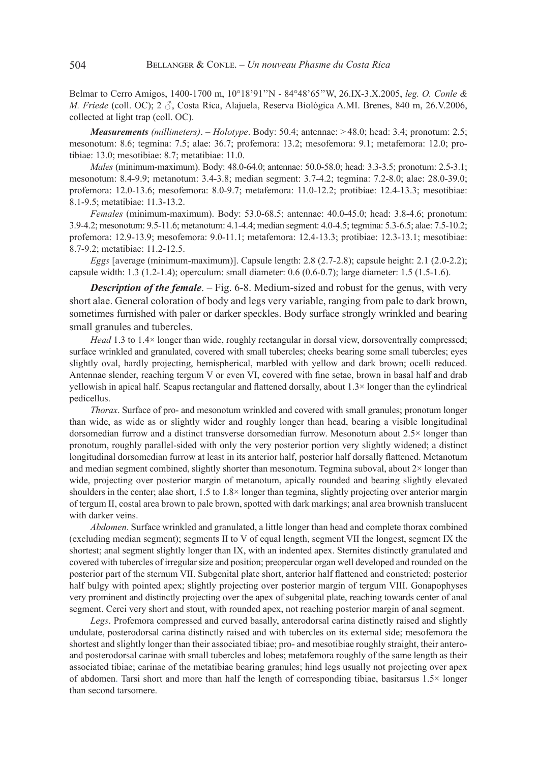Belmar to Cerro Amigos, 1400-1700 m, 10°18'91''N - 84°48'65''W, 26.IX-3.X.2005, *leg. O. Conle & M. Friede* (coll. OC); 2 ♂, Costa Rica, Alajuela, Reserva Biológica A.MI. Brenes, 840 m, 26.V.2006, collected at light trap (coll. OC).

***Measurements** (millimeters)*. – *Holotype*. Body: 50.4; antennae: > 48.0; head: 3.4; pronotum: 2.5; mesonotum: 8.6; tegmina: 7.5; alae: 36.7; profemora: 13.2; mesofemora: 9.1; metafemora: 12.0; protibiae: 13.0; mesotibiae: 8.7; metatibiae: 11.0.

*Males* (minimum-maximum). Body: 48.0-64.0; antennae: 50.0-58.0; head: 3.3-3.5; pronotum: 2.5-3.1; mesonotum: 8.4-9.9; metanotum: 3.4-3.8; median segment: 3.7-4.2; tegmina: 7.2-8.0; alae: 28.0-39.0; profemora: 12.0-13.6; mesofemora: 8.0-9.7; metafemora: 11.0-12.2; protibiae: 12.4-13.3; mesotibiae: 8.1-9.5; metatibiae: 11.3-13.2.

*Females* (minimum-maximum). Body: 53.0-68.5; antennae: 40.0-45.0; head: 3.8-4.6; pronotum: 3.9-4.2; mesonotum: 9.5-11.6; metanotum: 4.1-4.4; median segment: 4.0-4.5; tegmina: 5.3-6.5; alae: 7.5-10.2; profemora: 12.9-13.9; mesofemora: 9.0-11.1; metafemora: 12.4-13.3; protibiae: 12.3-13.1; mesotibiae: 8.7-9.2; metatibiae: 11.2-12.5.

*Eggs* [average (minimum-maximum)]. Capsule length: 2.8 (2.7-2.8); capsule height: 2.1 (2.0-2.2); capsule width: 1.3 (1.2-1.4); operculum: small diameter: 0.6 (0.6-0.7); large diameter: 1.5 (1.5-1.6).

***Description of the female***. – Fig. 6-8. Medium-sized and robust for the genus, with very short alae. General coloration of body and legs very variable, ranging from pale to dark brown, sometimes furnished with paler or darker speckles. Body surface strongly wrinkled and bearing small granules and tubercles.

*Head* 1.3 to 1.4× longer than wide, roughly rectangular in dorsal view, dorsoventrally compressed; surface wrinkled and granulated, covered with small tubercles; cheeks bearing some small tubercles; eyes slightly oval, hardly projecting, hemispherical, marbled with yellow and dark brown; ocelli reduced. Antennae slender, reaching tergum V or even VI, covered with fine setae, brown in basal half and drab yellowish in apical half. Scapus rectangular and flattened dorsally, about 1.3× longer than the cylindrical pedicellus.

*Thorax*. Surface of pro- and mesonotum wrinkled and covered with small granules; pronotum longer than wide, as wide as or slightly wider and roughly longer than head, bearing a visible longitudinal dorsomedian furrow and a distinct transverse dorsomedian furrow. Mesonotum about 2.5× longer than pronotum, roughly parallel-sided with only the very posterior portion very slightly widened; a distinct longitudinal dorsomedian furrow at least in its anterior half, posterior half dorsally flattened. Metanotum and median segment combined, slightly shorter than mesonotum. Tegmina suboval, about 2× longer than wide, projecting over posterior margin of metanotum, apically rounded and bearing slightly elevated shoulders in the center; alae short, 1.5 to 1.8× longer than tegmina, slightly projecting over anterior margin of tergum II, costal area brown to pale brown, spotted with dark markings; anal area brownish translucent with darker veins.

*Abdomen*. Surface wrinkled and granulated, a little longer than head and complete thorax combined (excluding median segment); segments II to V of equal length, segment VII the longest, segment IX the shortest; anal segment slightly longer than IX, with an indented apex. Sternites distinctly granulated and covered with tubercles of irregular size and position; preopercular organ well developed and rounded on the posterior part of the sternum VII. Subgenital plate short, anterior half flattened and constricted; posterior half bulgy with pointed apex; slightly projecting over posterior margin of tergum VIII. Gonapophyses very prominent and distinctly projecting over the apex of subgenital plate, reaching towards center of anal segment. Cerci very short and stout, with rounded apex, not reaching posterior margin of anal segment.

*Legs*. Profemora compressed and curved basally, anterodorsal carina distinctly raised and slightly undulate, posterodorsal carina distinctly raised and with tubercles on its external side; mesofemora the shortest and slightly longer than their associated tibiae; pro- and mesotibiae roughly straight, their antero- and posterodorsal carinae with small tubercles and lobes; metafemora roughly of the same length as their associated tibiae; carinae of the metatibiae bearing granules; hind legs usually not projecting over apex of abdomen. Tarsi short and more than half the length of corresponding tibiae, basitarsus 1.5× longer than second tarsomere.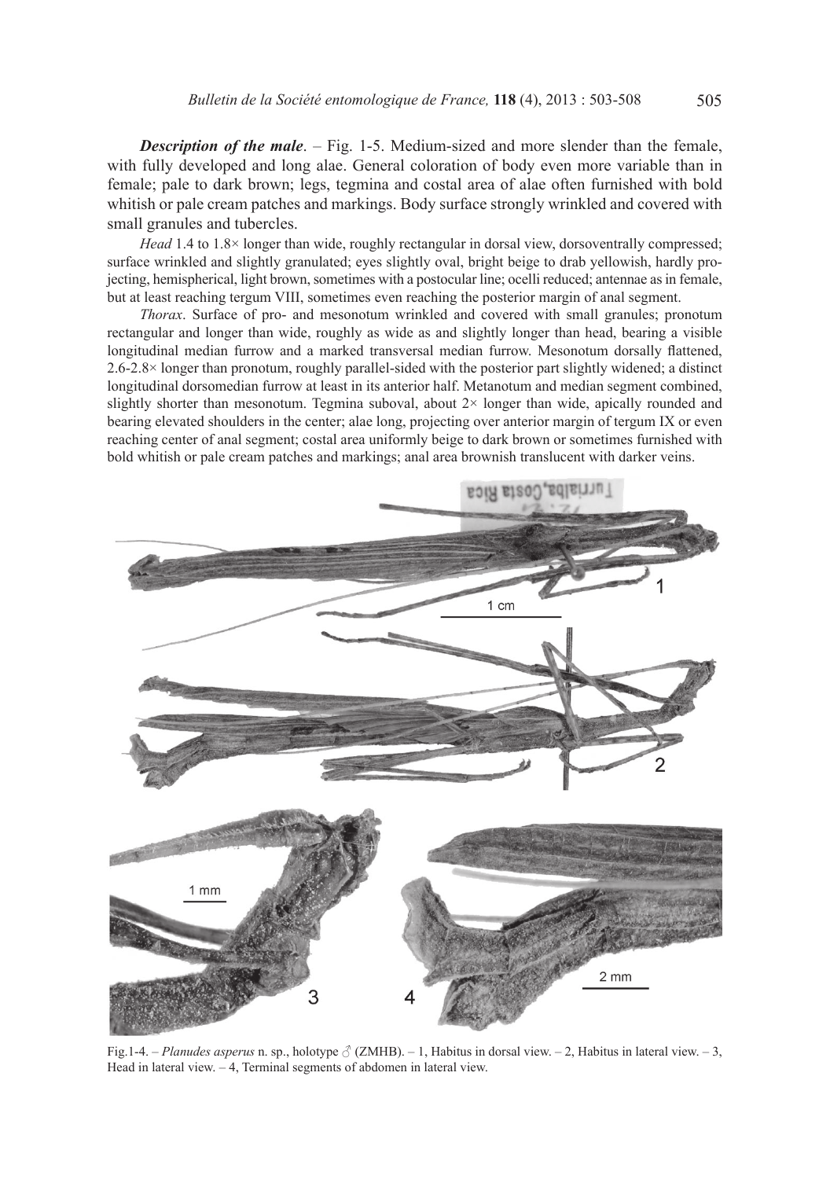***Description of the male***. – Fig. 1-5. Medium-sized and more slender than the female, with fully developed and long alae. General coloration of body even more variable than in female; pale to dark brown; legs, tegmina and costal area of alae often furnished with bold whitish or pale cream patches and markings. Body surface strongly wrinkled and covered with small granules and tubercles.

*Head* 1.4 to 1.8× longer than wide, roughly rectangular in dorsal view, dorsoventrally compressed; surface wrinkled and slightly granulated; eyes slightly oval, bright beige to drab yellowish, hardly projecting, hemispherical, light brown, sometimes with a postocular line; ocelli reduced; antennae as in female, but at least reaching tergum VIII, sometimes even reaching the posterior margin of anal segment.

*Thorax*. Surface of pro- and mesonotum wrinkled and covered with small granules; pronotum rectangular and longer than wide, roughly as wide as and slightly longer than head, bearing a visible longitudinal median furrow and a marked transversal median furrow. Mesonotum dorsally flattened, 2.6-2.8× longer than pronotum, roughly parallel-sided with the posterior part slightly widened; a distinct longitudinal dorsomedian furrow at least in its anterior half. Metanotum and median segment combined, slightly shorter than mesonotum. Tegmina suboval, about 2× longer than wide, apically rounded and bearing elevated shoulders in the center; alae long, projecting over anterior margin of tergum IX or even reaching center of anal segment; costal area uniformly beige to dark brown or sometimes furnished with bold whitish or pale cream patches and markings; anal area brownish translucent with darker veins.

Fig.1-4. – *Planudes asperus* n. sp., holotype ♂ (ZMHB). – 1, Habitus in dorsal view. – 2, Habitus in lateral view. – 3, Head in lateral view. – 4, Terminal segments of abdomen in lateral view.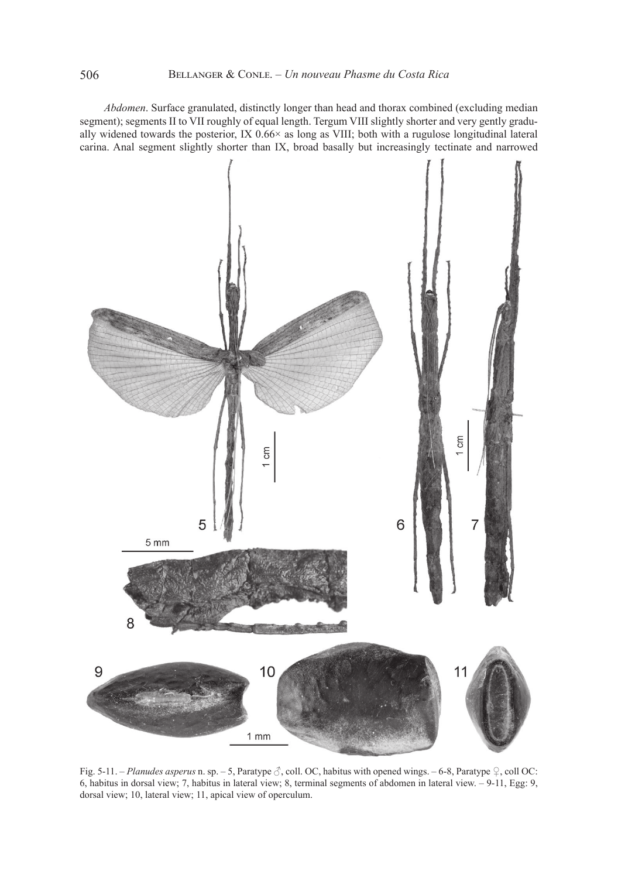*Abdomen*. Surface granulated, distinctly longer than head and thorax combined (excluding median segment); segments II to VII roughly of equal length. Tergum VIII slightly shorter and very gently gradually widened towards the posterior, IX 0.66× as long as VIII; both with a rugulose longitudinal lateral carina. Anal segment slightly shorter than IX, broad basally but increasingly tectinate and narrowed

Fig. 5-11. – *Planudes asperus* n. sp. – 5, Paratype ♂, coll. OC, habitus with opened wings. – 6-8, Paratype ♀, coll OC: 6, habitus in dorsal view; 7, habitus in lateral view; 8, terminal segments of abdomen in lateral view. – 9-11, Egg: 9, dorsal view; 10, lateral view; 11, apical view of operculum.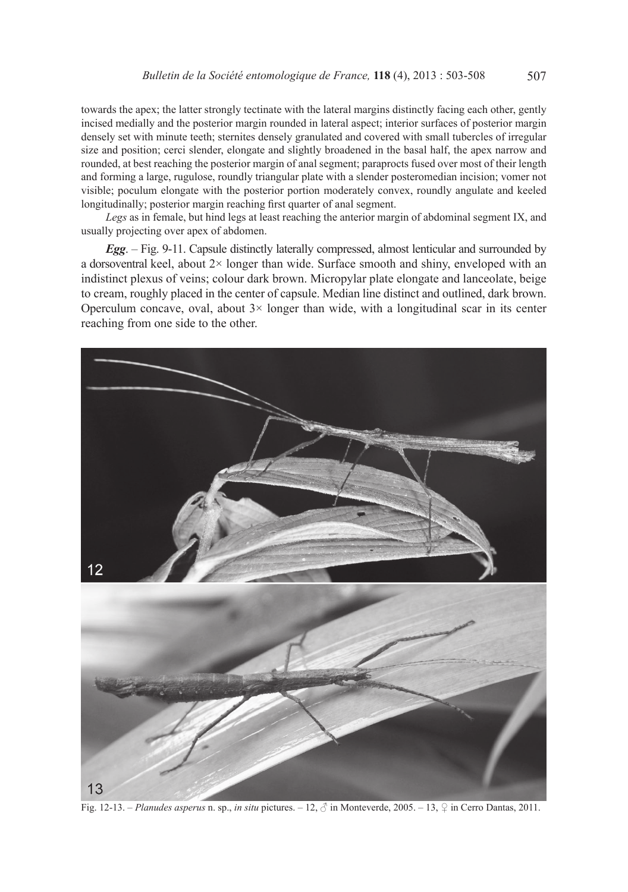towards the apex; the latter strongly tectinate with the lateral margins distinctly facing each other, gently incised medially and the posterior margin rounded in lateral aspect; interior surfaces of posterior margin densely set with minute teeth; sternites densely granulated and covered with small tubercles of irregular size and position; cerci slender, elongate and slightly broadened in the basal half, the apex narrow and rounded, at best reaching the posterior margin of anal segment; paraprocts fused over most of their length and forming a large, rugulose, roundly triangular plate with a slender posteromedian incision; vomer not visible; poculum elongate with the posterior portion moderately convex, roundly angulate and keeled longitudinally; posterior margin reaching first quarter of anal segment.

*Legs* as in female, but hind legs at least reaching the anterior margin of abdominal segment IX, and usually projecting over apex of abdomen.

***Egg***. – Fig. 9-11. Capsule distinctly laterally compressed, almost lenticular and surrounded by a dorsoventral keel, about 2× longer than wide. Surface smooth and shiny, enveloped with an indistinct plexus of veins; colour dark brown. Micropylar plate elongate and lanceolate, beige to cream, roughly placed in the center of capsule. Median line distinct and outlined, dark brown. Operculum concave, oval, about 3× longer than wide, with a longitudinal scar in its center reaching from one side to the other.

Fig. 12-13. – *Planudes asperus* n. sp., *in situ* pictures. – 12, ♂ in Monteverde, 2005. – 13, ♀ in Cerro Dantas, 2011.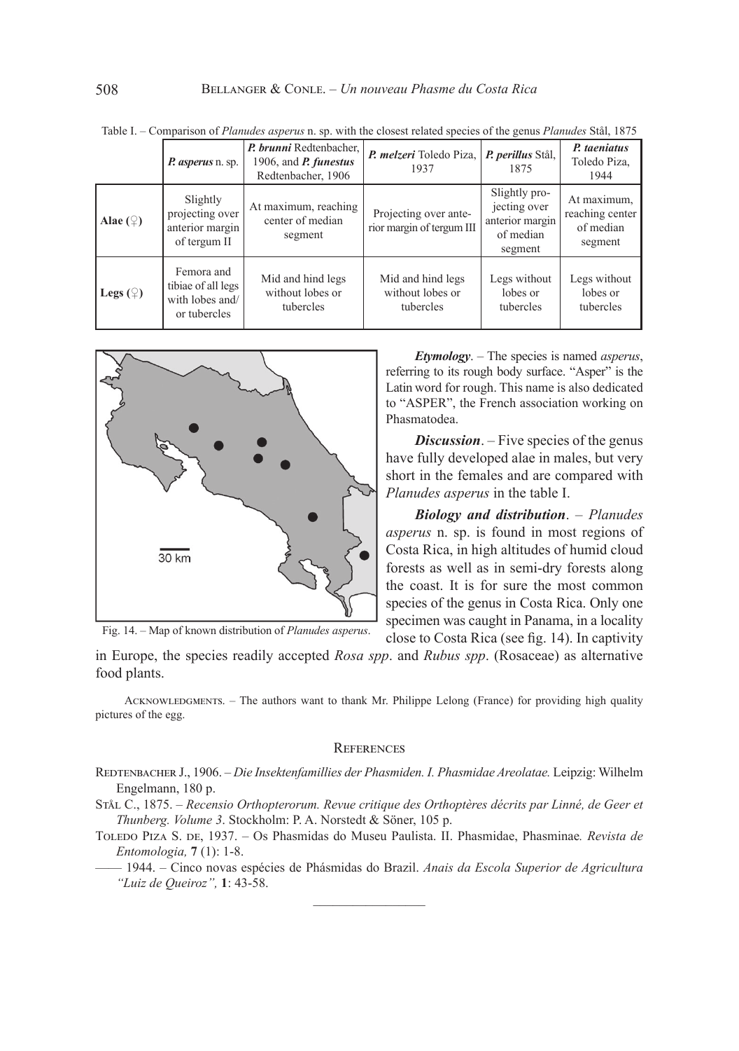Table I. – Comparison of *Planudes asperus* n. sp. with the closest related species of the genus *Planudes* Stål, 1875

| | ***P. asperus*** **n. sp.** | ***P. brunni*** **Redtenbacher, 1906, and** ***P. funestus*** **Redtenbacher, 1906** | ***P. melzeri*** **Toledo Piza, 1937** | ***P. perillus*** **Stål, 1875** | ***P. taeniatus*** **Toledo Piza, 1944** |
|---|---|---|---|---|---|
| **Alae (♀)** | Slightly projecting over anterior margin of tergum II | At maximum, reaching center of median segment | Projecting over anterior margin of tergum III | Slightly projecting over anterior margin of median segment | At maximum, reaching center of median segment |
| **Legs (♀)** | Femora and tibiae of all legs with lobes and/or tubercles | Mid and hind legs without lobes or tubercles | Mid and hind legs without lobes or tubercles | Legs without lobes or tubercles | Legs without lobes or tubercles |

30 km

Fig. 14. – Map of known distribution of *Planudes asperus*.

***Etymology***. – The species is named *asperus*, referring to its rough body surface. "Asper" is the Latin word for rough. This name is also dedicated to "ASPER", the French association working on Phasmatodea.

***Discussion***. – Five species of the genus have fully developed alae in males, but very short in the females and are compared with *Planudes asperus* in the table I.

***Biology and distribution***. – *Planudes asperus* n. sp. is found in most regions of Costa Rica, in high altitudes of humid cloud forests as well as in semi-dry forests along the coast. It is for sure the most common species of the genus in Costa Rica. Only one specimen was caught in Panama, in a locality close to Costa Rica (see fig. 14). In captivity in Europe, the species readily accepted *Rosa spp*. and *Rubus spp*. (Rosaceae) as alternative food plants.

Acknowledgments. – The authors want to thank Mr. Philippe Lelong (France) for providing high quality pictures of the egg.

## References

Redtenbacher J., 1906. – *Die Insektenfamillies der Phasmiden. I. Phasmidae Areolatae.* Leipzig: Wilhelm Engelmann, 180 p.

Stål C., 1875. – *Recensio Orthopterorum. Revue critique des Orthoptères décrits par Linné, de Geer et Thunberg. Volume 3*. Stockholm: P. A. Norstedt & Söner, 105 p.

Toledo Piza S. de, 1937. – Os Phasmidas do Museu Paulista. II. Phasmidae, Phasminae*. Revista de Entomologia,* **7** (1): 1-8.

—— 1944. – Cinco novas espécies de Phásmidas do Brazil. *Anais da Escola Superior de Agricultura "Luiz de Queiroz",* **1**: 43-58.